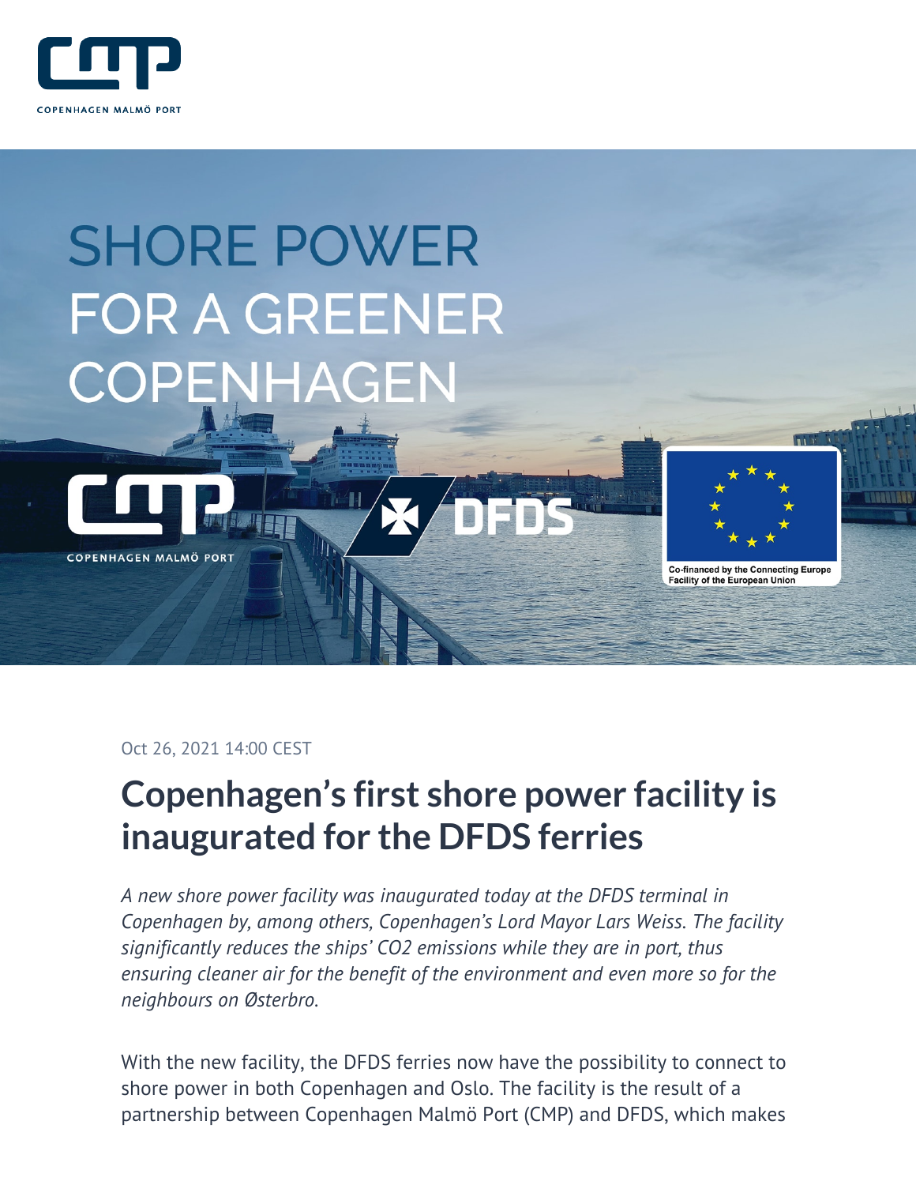SHORE POWER FOR A GREENER COPENHAGEN

Oct 26, 2021 14:00 CEST

# Copenhagen's first shore power facility is inaugurated for the DFDS ferries

*A new shore power facility was inaugurated today at the DFDS terminal in Copenhagen by, among others, Copenhagen's Lord Mayor Lars Weiss. The facility significantly reduces the ships' CO2 emissions while they are in port, thus ensuring cleaner air for the benefit of the environment and even more so for the neighbours on Østerbro.*

With the new facility, the DFDS ferries now have the possibility to connect to shore power in both Copenhagen and Oslo. The facility is the result of a partnership between Copenhagen Malmö Port (CMP) and DFDS, which makes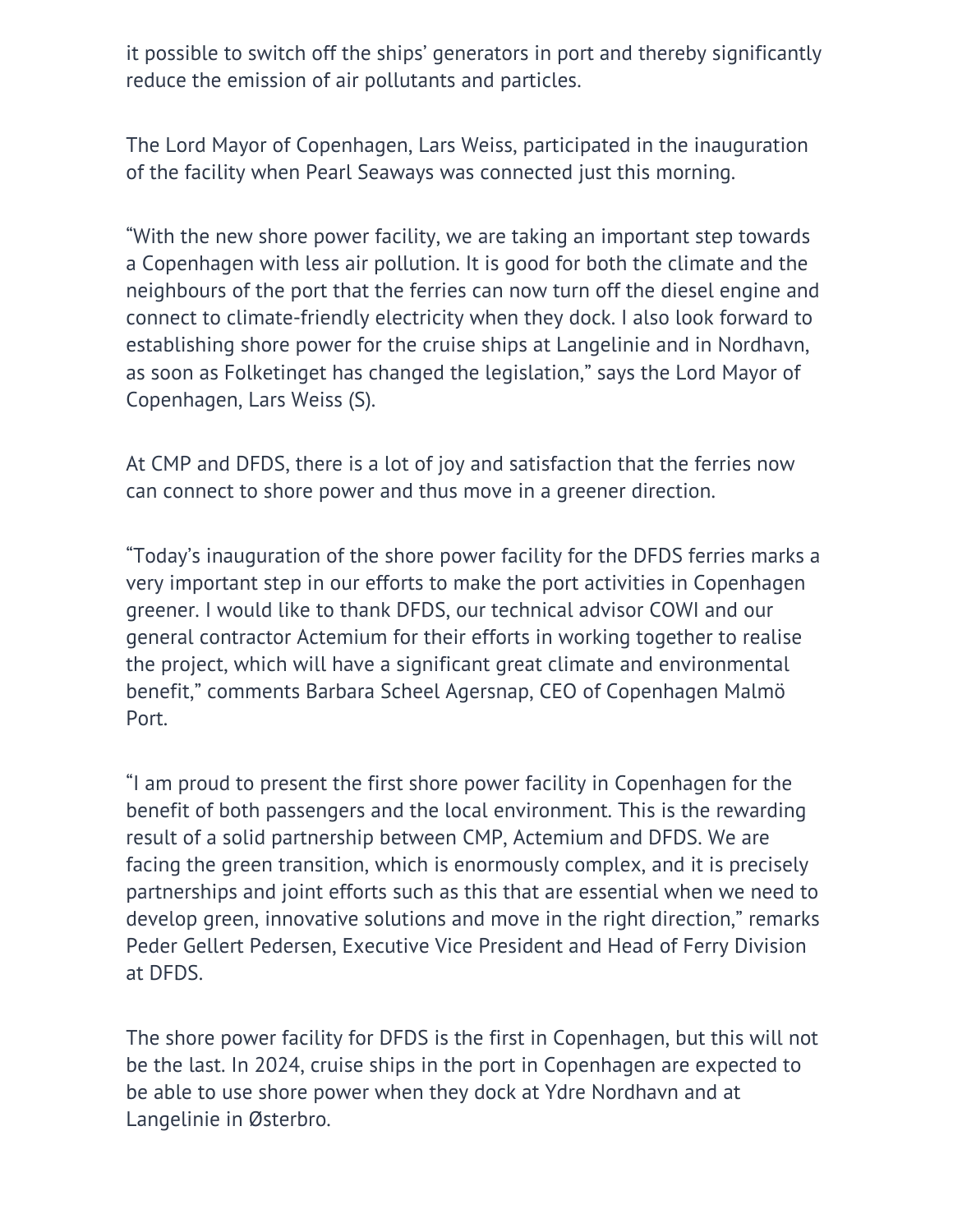it possible to switch off the ships' generators in port and thereby significantly reduce the emission of air pollutants and particles.

The Lord Mayor of Copenhagen, Lars Weiss, participated in the inauguration of the facility when Pearl Seaways was connected just this morning.

"With the new shore power facility, we are taking an important step towards a Copenhagen with less air pollution. It is good for both the climate and the neighbours of the port that the ferries can now turn off the diesel engine and connect to climate-friendly electricity when they dock. I also look forward to establishing shore power for the cruise ships at Langelinie and in Nordhavn, as soon as Folketinget has changed the legislation," says the Lord Mayor of Copenhagen, Lars Weiss (S).

At CMP and DFDS, there is a lot of joy and satisfaction that the ferries now can connect to shore power and thus move in a greener direction.

"Today's inauguration of the shore power facility for the DFDS ferries marks a very important step in our efforts to make the port activities in Copenhagen greener. I would like to thank DFDS, our technical advisor COWI and our general contractor Actemium for their efforts in working together to realise the project, which will have a significant great climate and environmental benefit," comments Barbara Scheel Agersnap, CEO of Copenhagen Malmö Port.

"I am proud to present the first shore power facility in Copenhagen for the benefit of both passengers and the local environment. This is the rewarding result of a solid partnership between CMP, Actemium and DFDS. We are facing the green transition, which is enormously complex, and it is precisely partnerships and joint efforts such as this that are essential when we need to develop green, innovative solutions and move in the right direction," remarks Peder Gellert Pedersen, Executive Vice President and Head of Ferry Division at DFDS.

The shore power facility for DFDS is the first in Copenhagen, but this will not be the last. In 2024, cruise ships in the port in Copenhagen are expected to be able to use shore power when they dock at Ydre Nordhavn and at Langelinie in Østerbro.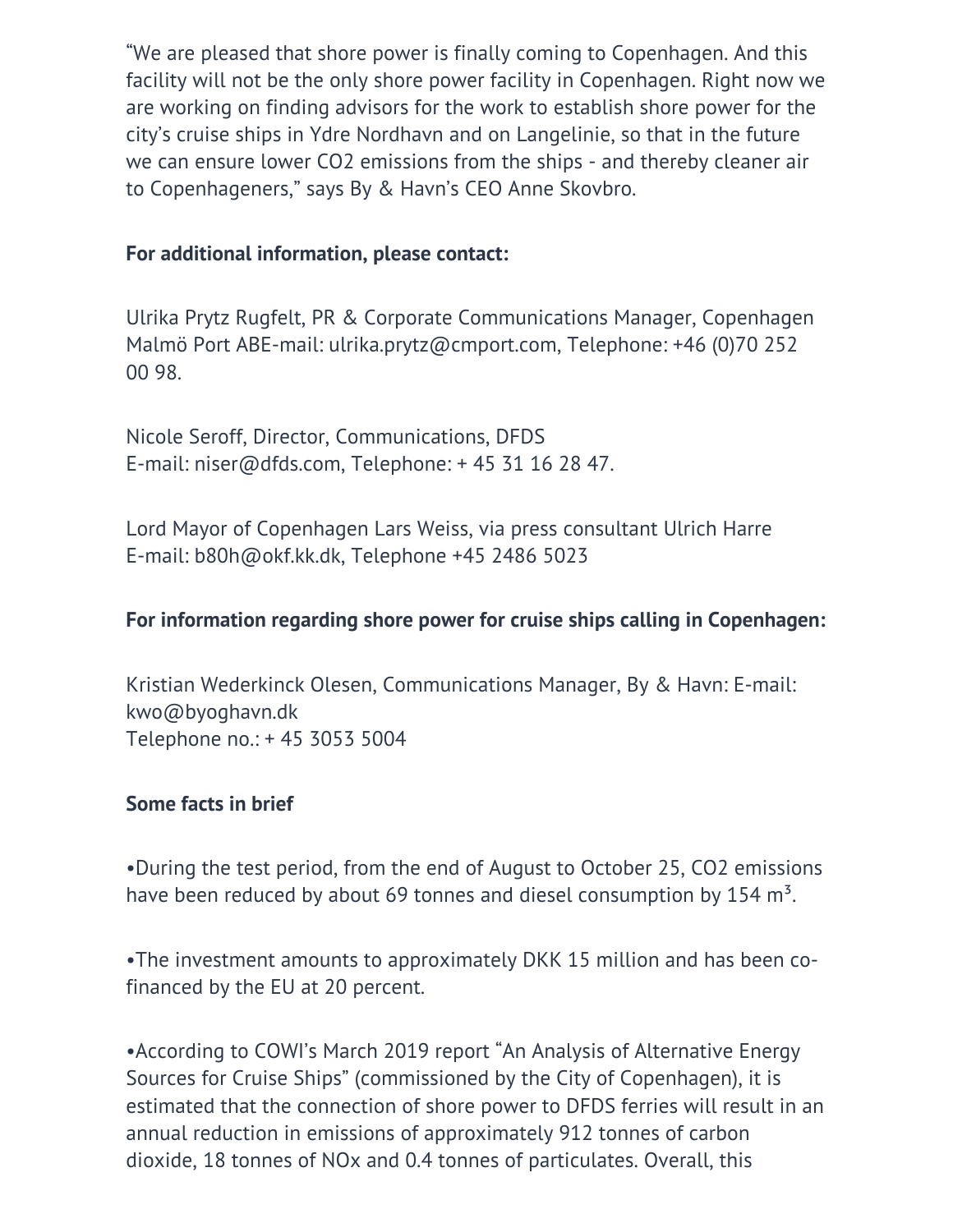"We are pleased that shore power is finally coming to Copenhagen. And this facility will not be the only shore power facility in Copenhagen. Right now we are working on finding advisors for the work to establish shore power for the city's cruise ships in Ydre Nordhavn and on Langelinie, so that in the future we can ensure lower $CO_2$ emissions from the ships - and thereby cleaner air to Copenhageners," says By & Havn's CEO Anne Skovbro.

**For additional information, please contact:**

Ulrika Prytz Rugfelt, PR & Corporate Communications Manager, Copenhagen Malmö Port ABE-mail: ulrika.prytz@cmport.com, Telephone: +46 (0)70 252 00 98.

Nicole Seroff, Director, Communications, DFDS
E-mail: niser@dfds.com, Telephone: + 45 31 16 28 47.

Lord Mayor of Copenhagen Lars Weiss, via press consultant Ulrich Harre
E-mail: b80h@okf.kk.dk, Telephone +45 2486 5023

**For information regarding shore power for cruise ships calling in Copenhagen:**

Kristian Wederkinck Olesen, Communications Manager, By & Havn: E-mail: kwo@byoghavn.dk
Telephone no.: + 45 3053 5004

**Some facts in brief**

•During the test period, from the end of August to October 25, $CO_2$ emissions have been reduced by about 69 tonnes and diesel consumption by 154 $m^3$.

•The investment amounts to approximately DKK 15 million and has been co-financed by the EU at 20 percent.

•According to COWI's March 2019 report "An Analysis of Alternative Energy Sources for Cruise Ships" (commissioned by the City of Copenhagen), it is estimated that the connection of shore power to DFDS ferries will result in an annual reduction in emissions of approximately 912 tonnes of carbon dioxide, 18 tonnes of $NO_x$ and 0.4 tonnes of particulates. Overall, this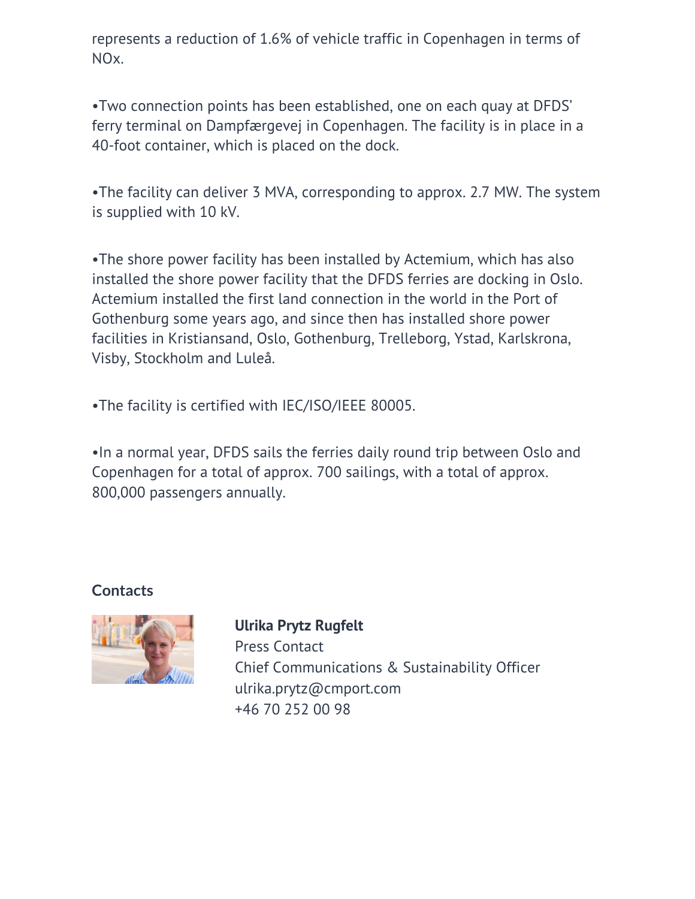represents a reduction of 1.6% of vehicle traffic in Copenhagen in terms of NOx.

•Two connection points has been established, one on each quay at DFDS' ferry terminal on Dampfærgevej in Copenhagen. The facility is in place in a 40-foot container, which is placed on the dock.

•The facility can deliver 3 MVA, corresponding to approx. 2.7 MW. The system is supplied with 10 kV.

•The shore power facility has been installed by Actemium, which has also installed the shore power facility that the DFDS ferries are docking in Oslo. Actemium installed the first land connection in the world in the Port of Gothenburg some years ago, and since then has installed shore power facilities in Kristiansand, Oslo, Gothenburg, Trelleborg, Ystad, Karlskrona, Visby, Stockholm and Luleå.

•The facility is certified with IEC/ISO/IEEE 80005.

•In a normal year, DFDS sails the ferries daily round trip between Oslo and Copenhagen for a total of approx. 700 sailings, with a total of approx. 800,000 passengers annually.

## Contacts

**Ulrika Prytz Rugfelt**
Press Contact
Chief Communications & Sustainability Officer
ulrika.prytz@cmport.com
+46 70 252 00 98